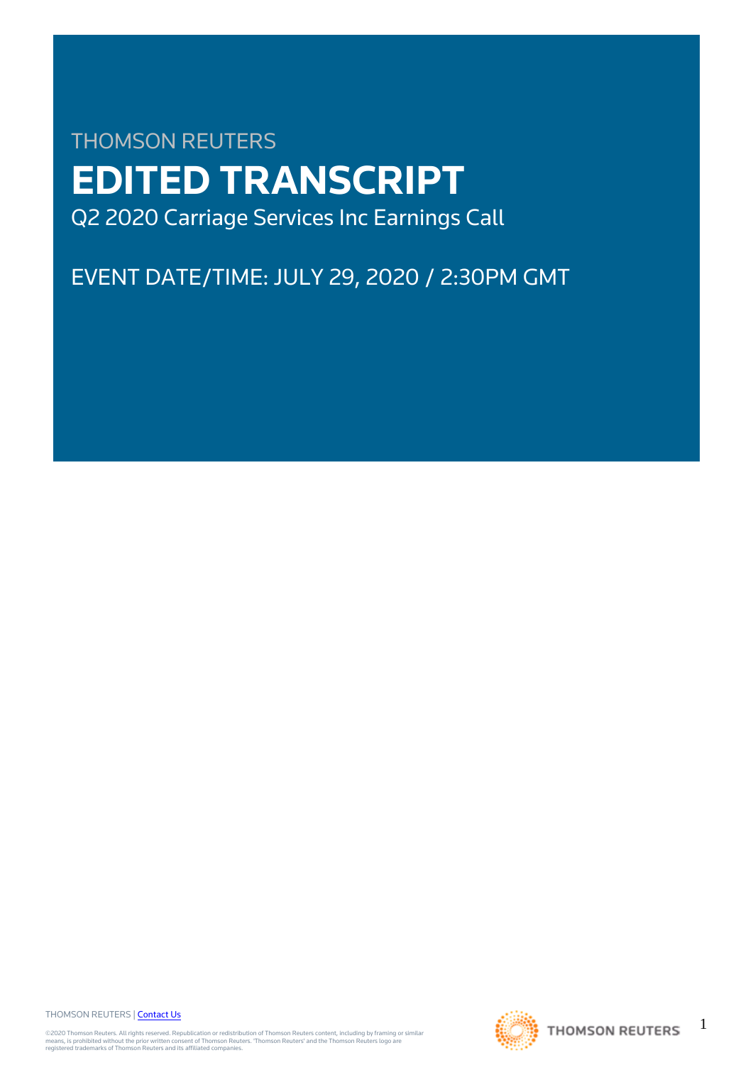THOMSON REUTERS

# EDITED TRANSCRIPT

Q2 2020 Carriage Services Inc Earnings Call

EVENT DATE/TIME: JULY 29, 2020 / 2:30PM GMT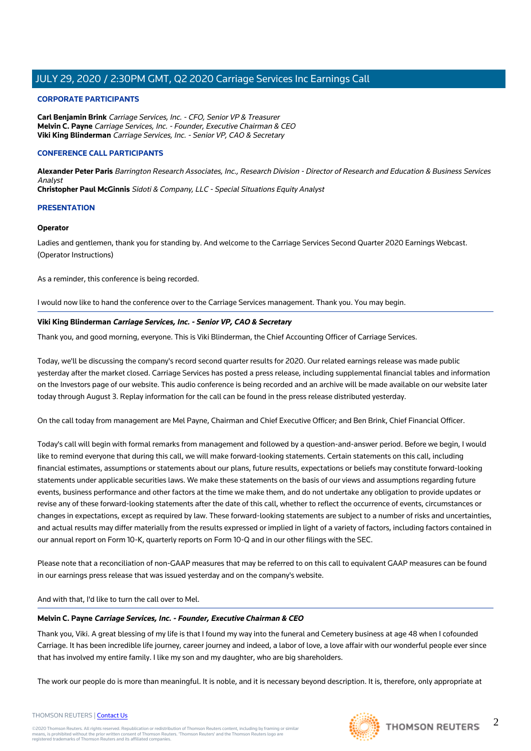## CORPORATE PARTICIPANTS

**Carl Benjamin Brink** *Carriage Services, Inc. - CFO, Senior VP & Treasurer*
**Melvin C. Payne** *Carriage Services, Inc. - Founder, Executive Chairman & CEO*
**Viki King Blinderman** *Carriage Services, Inc. - Senior VP, CAO & Secretary*

## CONFERENCE CALL PARTICIPANTS

**Alexander Peter Paris** *Barrington Research Associates, Inc., Research Division - Director of Research and Education & Business Services Analyst*
**Christopher Paul McGinnis** *Sidoti & Company, LLC - Special Situations Equity Analyst*

## PRESENTATION

**Operator**

Ladies and gentlemen, thank you for standing by. And welcome to the Carriage Services Second Quarter 2020 Earnings Webcast. (Operator Instructions)

As a reminder, this conference is being recorded.

I would now like to hand the conference over to the Carriage Services management. Thank you. You may begin.

**Viki King Blinderman** ***Carriage Services, Inc. - Senior VP, CAO & Secretary***

Thank you, and good morning, everyone. This is Viki Blinderman, the Chief Accounting Officer of Carriage Services.

Today, we'll be discussing the company's record second quarter results for 2020. Our related earnings release was made public yesterday after the market closed. Carriage Services has posted a press release, including supplemental financial tables and information on the Investors page of our website. This audio conference is being recorded and an archive will be made available on our website later today through August 3. Replay information for the call can be found in the press release distributed yesterday.

On the call today from management are Mel Payne, Chairman and Chief Executive Officer; and Ben Brink, Chief Financial Officer.

Today's call will begin with formal remarks from management and followed by a question-and-answer period. Before we begin, I would like to remind everyone that during this call, we will make forward-looking statements. Certain statements on this call, including financial estimates, assumptions or statements about our plans, future results, expectations or beliefs may constitute forward-looking statements under applicable securities laws. We make these statements on the basis of our views and assumptions regarding future events, business performance and other factors at the time we make them, and do not undertake any obligation to provide updates or revise any of these forward-looking statements after the date of this call, whether to reflect the occurrence of events, circumstances or changes in expectations, except as required by law. These forward-looking statements are subject to a number of risks and uncertainties, and actual results may differ materially from the results expressed or implied in light of a variety of factors, including factors contained in our annual report on Form 10-K, quarterly reports on Form 10-Q and in our other filings with the SEC.

Please note that a reconciliation of non-GAAP measures that may be referred to on this call to equivalent GAAP measures can be found in our earnings press release that was issued yesterday and on the company's website.

And with that, I'd like to turn the call over to Mel.

**Melvin C. Payne** ***Carriage Services, Inc. - Founder, Executive Chairman & CEO***

Thank you, Viki. A great blessing of my life is that I found my way into the funeral and Cemetery business at age 48 when I cofounded Carriage. It has been incredible life journey, career journey and indeed, a labor of love, a love affair with our wonderful people ever since that has involved my entire family. I like my son and my daughter, who are big shareholders.

The work our people do is more than meaningful. It is noble, and it is necessary beyond description. It is, therefore, only appropriate at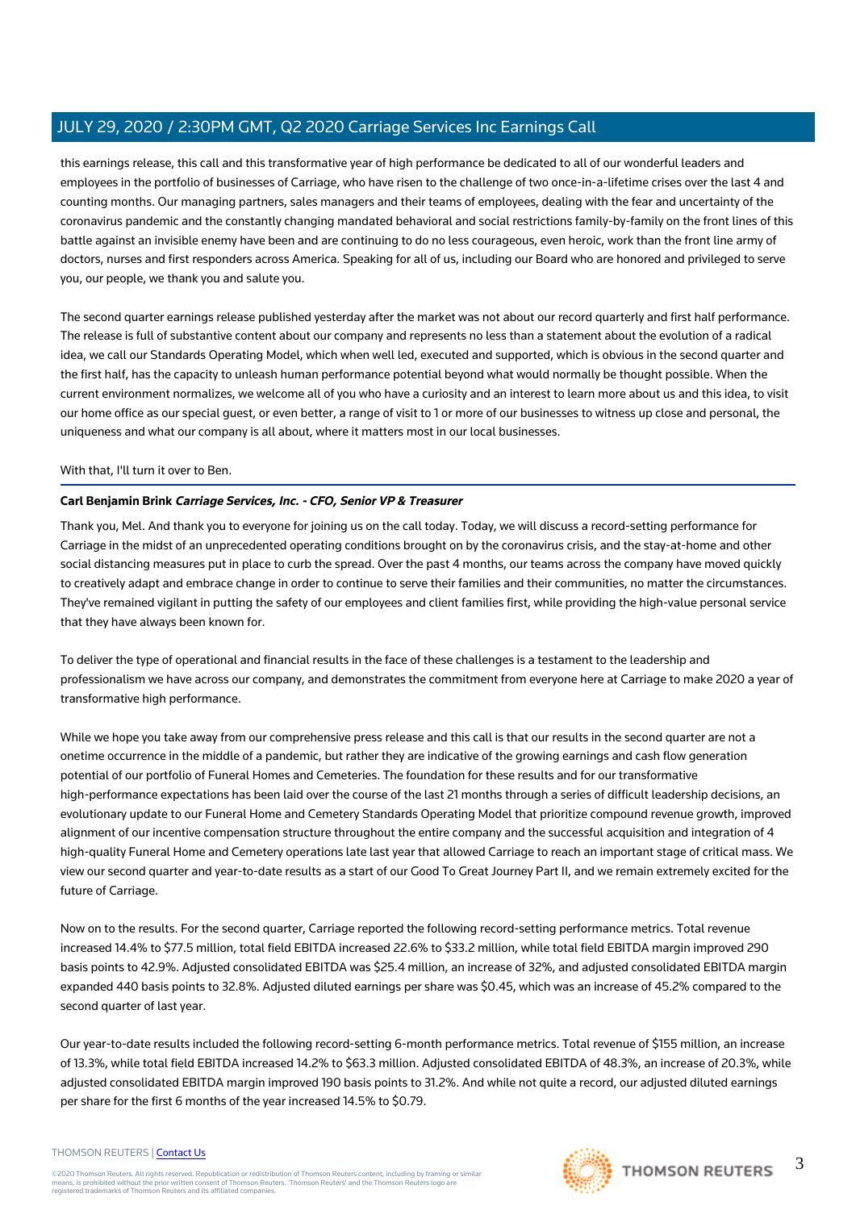this earnings release, this call and this transformative year of high performance be dedicated to all of our wonderful leaders and employees in the portfolio of businesses of Carriage, who have risen to the challenge of two once-in-a-lifetime crises over the last 4 and counting months. Our managing partners, sales managers and their teams of employees, dealing with the fear and uncertainty of the coronavirus pandemic and the constantly changing mandated behavioral and social restrictions family-by-family on the front lines of this battle against an invisible enemy have been and are continuing to do no less courageous, even heroic, work than the front line army of doctors, nurses and first responders across America. Speaking for all of us, including our Board who are honored and privileged to serve you, our people, we thank you and salute you.

The second quarter earnings release published yesterday after the market was not about our record quarterly and first half performance. The release is full of substantive content about our company and represents no less than a statement about the evolution of a radical idea, we call our Standards Operating Model, which when well led, executed and supported, which is obvious in the second quarter and the first half, has the capacity to unleash human performance potential beyond what would normally be thought possible. When the current environment normalizes, we welcome all of you who have a curiosity and an interest to learn more about us and this idea, to visit our home office as our special guest, or even better, a range of visit to 1 or more of our businesses to witness up close and personal, the uniqueness and what our company is all about, where it matters most in our local businesses.

With that, I'll turn it over to Ben.

**Carl Benjamin Brink** ***Carriage Services, Inc. - CFO, Senior VP & Treasurer***

Thank you, Mel. And thank you to everyone for joining us on the call today. Today, we will discuss a record-setting performance for Carriage in the midst of an unprecedented operating conditions brought on by the coronavirus crisis, and the stay-at-home and other social distancing measures put in place to curb the spread. Over the past 4 months, our teams across the company have moved quickly to creatively adapt and embrace change in order to continue to serve their families and their communities, no matter the circumstances. They've remained vigilant in putting the safety of our employees and client families first, while providing the high-value personal service that they have always been known for.

To deliver the type of operational and financial results in the face of these challenges is a testament to the leadership and professionalism we have across our company, and demonstrates the commitment from everyone here at Carriage to make 2020 a year of transformative high performance.

While we hope you take away from our comprehensive press release and this call is that our results in the second quarter are not a onetime occurrence in the middle of a pandemic, but rather they are indicative of the growing earnings and cash flow generation potential of our portfolio of Funeral Homes and Cemeteries. The foundation for these results and for our transformative high-performance expectations has been laid over the course of the last 21 months through a series of difficult leadership decisions, an evolutionary update to our Funeral Home and Cemetery Standards Operating Model that prioritize compound revenue growth, improved alignment of our incentive compensation structure throughout the entire company and the successful acquisition and integration of 4 high-quality Funeral Home and Cemetery operations late last year that allowed Carriage to reach an important stage of critical mass. We view our second quarter and year-to-date results as a start of our Good To Great Journey Part II, and we remain extremely excited for the future of Carriage.

Now on to the results. For the second quarter, Carriage reported the following record-setting performance metrics. Total revenue increased 14.4% to $77.5 million, total field EBITDA increased 22.6% to $33.2 million, while total field EBITDA margin improved 290 basis points to 42.9%. Adjusted consolidated EBITDA was $25.4 million, an increase of 32%, and adjusted consolidated EBITDA margin expanded 440 basis points to 32.8%. Adjusted diluted earnings per share was $0.45, which was an increase of 45.2% compared to the second quarter of last year.

Our year-to-date results included the following record-setting 6-month performance metrics. Total revenue of $155 million, an increase of 13.3%, while total field EBITDA increased 14.2% to $63.3 million. Adjusted consolidated EBITDA of 48.3%, an increase of 20.3%, while adjusted consolidated EBITDA margin improved 190 basis points to 31.2%. And while not quite a record, our adjusted diluted earnings per share for the first 6 months of the year increased 14.5% to $0.79.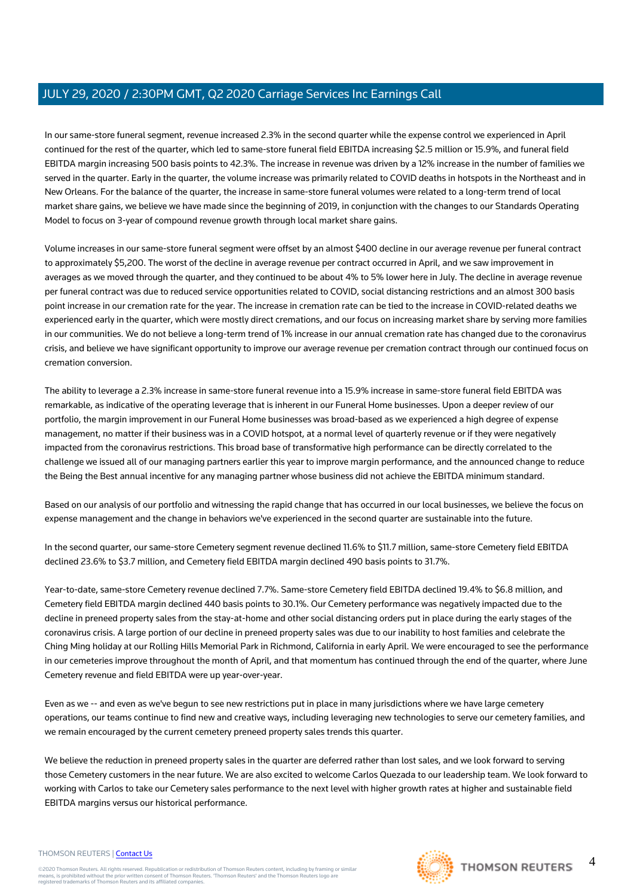In our same-store funeral segment, revenue increased 2.3% in the second quarter while the expense control we experienced in April continued for the rest of the quarter, which led to same-store funeral field EBITDA increasing $2.5 million or 15.9%, and funeral field EBITDA margin increasing 500 basis points to 42.3%. The increase in revenue was driven by a 12% increase in the number of families we served in the quarter. Early in the quarter, the volume increase was primarily related to COVID deaths in hotspots in the Northeast and in New Orleans. For the balance of the quarter, the increase in same-store funeral volumes were related to a long-term trend of local market share gains, we believe we have made since the beginning of 2019, in conjunction with the changes to our Standards Operating Model to focus on 3-year of compound revenue growth through local market share gains.

Volume increases in our same-store funeral segment were offset by an almost $400 decline in our average revenue per funeral contract to approximately $5,200. The worst of the decline in average revenue per contract occurred in April, and we saw improvement in averages as we moved through the quarter, and they continued to be about 4% to 5% lower here in July. The decline in average revenue per funeral contract was due to reduced service opportunities related to COVID, social distancing restrictions and an almost 300 basis point increase in our cremation rate for the year. The increase in cremation rate can be tied to the increase in COVID-related deaths we experienced early in the quarter, which were mostly direct cremations, and our focus on increasing market share by serving more families in our communities. We do not believe a long-term trend of 1% increase in our annual cremation rate has changed due to the coronavirus crisis, and believe we have significant opportunity to improve our average revenue per cremation contract through our continued focus on cremation conversion.

The ability to leverage a 2.3% increase in same-store funeral revenue into a 15.9% increase in same-store funeral field EBITDA was remarkable, as indicative of the operating leverage that is inherent in our Funeral Home businesses. Upon a deeper review of our portfolio, the margin improvement in our Funeral Home businesses was broad-based as we experienced a high degree of expense management, no matter if their business was in a COVID hotspot, at a normal level of quarterly revenue or if they were negatively impacted from the coronavirus restrictions. This broad base of transformative high performance can be directly correlated to the challenge we issued all of our managing partners earlier this year to improve margin performance, and the announced change to reduce the Being the Best annual incentive for any managing partner whose business did not achieve the EBITDA minimum standard.

Based on our analysis of our portfolio and witnessing the rapid change that has occurred in our local businesses, we believe the focus on expense management and the change in behaviors we've experienced in the second quarter are sustainable into the future.

In the second quarter, our same-store Cemetery segment revenue declined 11.6% to $11.7 million, same-store Cemetery field EBITDA declined 23.6% to $3.7 million, and Cemetery field EBITDA margin declined 490 basis points to 31.7%.

Year-to-date, same-store Cemetery revenue declined 7.7%. Same-store Cemetery field EBITDA declined 19.4% to $6.8 million, and Cemetery field EBITDA margin declined 440 basis points to 30.1%. Our Cemetery performance was negatively impacted due to the decline in preneed property sales from the stay-at-home and other social distancing orders put in place during the early stages of the coronavirus crisis. A large portion of our decline in preneed property sales was due to our inability to host families and celebrate the Ching Ming holiday at our Rolling Hills Memorial Park in Richmond, California in early April. We were encouraged to see the performance in our cemeteries improve throughout the month of April, and that momentum has continued through the end of the quarter, where June Cemetery revenue and field EBITDA were up year-over-year.

Even as we -- and even as we've begun to see new restrictions put in place in many jurisdictions where we have large cemetery operations, our teams continue to find new and creative ways, including leveraging new technologies to serve our cemetery families, and we remain encouraged by the current cemetery preneed property sales trends this quarter.

We believe the reduction in preneed property sales in the quarter are deferred rather than lost sales, and we look forward to serving those Cemetery customers in the near future. We are also excited to welcome Carlos Quezada to our leadership team. We look forward to working with Carlos to take our Cemetery sales performance to the next level with higher growth rates at higher and sustainable field EBITDA margins versus our historical performance.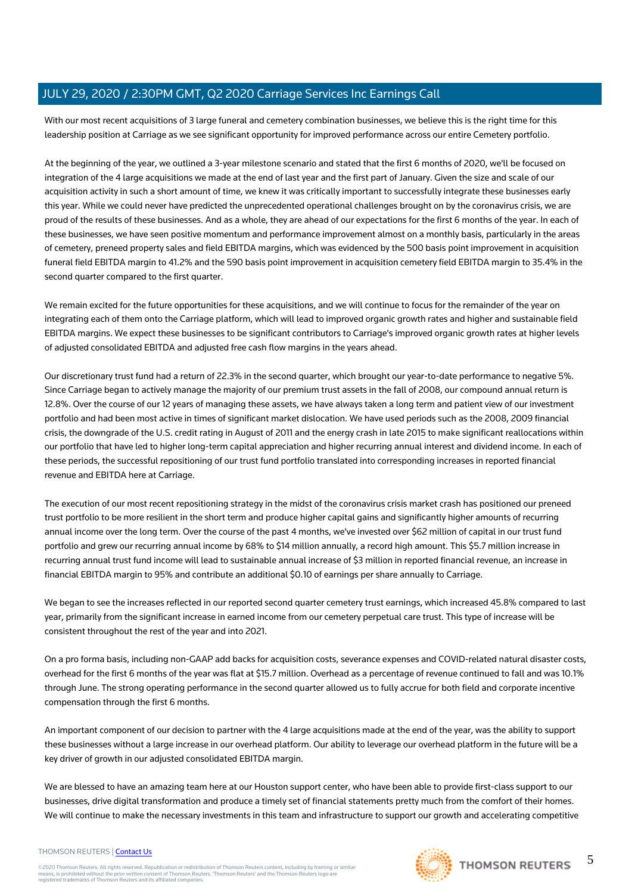With our most recent acquisitions of 3 large funeral and cemetery combination businesses, we believe this is the right time for this leadership position at Carriage as we see significant opportunity for improved performance across our entire Cemetery portfolio.

At the beginning of the year, we outlined a 3-year milestone scenario and stated that the first 6 months of 2020, we'll be focused on integration of the 4 large acquisitions we made at the end of last year and the first part of January. Given the size and scale of our acquisition activity in such a short amount of time, we knew it was critically important to successfully integrate these businesses early this year. While we could never have predicted the unprecedented operational challenges brought on by the coronavirus crisis, we are proud of the results of these businesses. And as a whole, they are ahead of our expectations for the first 6 months of the year. In each of these businesses, we have seen positive momentum and performance improvement almost on a monthly basis, particularly in the areas of cemetery, preneed property sales and field EBITDA margins, which was evidenced by the 500 basis point improvement in acquisition funeral field EBITDA margin to 41.2% and the 590 basis point improvement in acquisition cemetery field EBITDA margin to 35.4% in the second quarter compared to the first quarter.

We remain excited for the future opportunities for these acquisitions, and we will continue to focus for the remainder of the year on integrating each of them onto the Carriage platform, which will lead to improved organic growth rates and higher and sustainable field EBITDA margins. We expect these businesses to be significant contributors to Carriage's improved organic growth rates at higher levels of adjusted consolidated EBITDA and adjusted free cash flow margins in the years ahead.

Our discretionary trust fund had a return of 22.3% in the second quarter, which brought our year-to-date performance to negative 5%. Since Carriage began to actively manage the majority of our premium trust assets in the fall of 2008, our compound annual return is 12.8%. Over the course of our 12 years of managing these assets, we have always taken a long term and patient view of our investment portfolio and had been most active in times of significant market dislocation. We have used periods such as the 2008, 2009 financial crisis, the downgrade of the U.S. credit rating in August of 2011 and the energy crash in late 2015 to make significant reallocations within our portfolio that have led to higher long-term capital appreciation and higher recurring annual interest and dividend income. In each of these periods, the successful repositioning of our trust fund portfolio translated into corresponding increases in reported financial revenue and EBITDA here at Carriage.

The execution of our most recent repositioning strategy in the midst of the coronavirus crisis market crash has positioned our preneed trust portfolio to be more resilient in the short term and produce higher capital gains and significantly higher amounts of recurring annual income over the long term. Over the course of the past 4 months, we've invested over $62 million of capital in our trust fund portfolio and grew our recurring annual income by 68% to $14 million annually, a record high amount. This $5.7 million increase in recurring annual trust fund income will lead to sustainable annual increase of $3 million in reported financial revenue, an increase in financial EBITDA margin to 95% and contribute an additional $0.10 of earnings per share annually to Carriage.

We began to see the increases reflected in our reported second quarter cemetery trust earnings, which increased 45.8% compared to last year, primarily from the significant increase in earned income from our cemetery perpetual care trust. This type of increase will be consistent throughout the rest of the year and into 2021.

On a pro forma basis, including non-GAAP add backs for acquisition costs, severance expenses and COVID-related natural disaster costs, overhead for the first 6 months of the year was flat at $15.7 million. Overhead as a percentage of revenue continued to fall and was 10.1% through June. The strong operating performance in the second quarter allowed us to fully accrue for both field and corporate incentive compensation through the first 6 months.

An important component of our decision to partner with the 4 large acquisitions made at the end of the year, was the ability to support these businesses without a large increase in our overhead platform. Our ability to leverage our overhead platform in the future will be a key driver of growth in our adjusted consolidated EBITDA margin.

We are blessed to have an amazing team here at our Houston support center, who have been able to provide first-class support to our businesses, drive digital transformation and produce a timely set of financial statements pretty much from the comfort of their homes. We will continue to make the necessary investments in this team and infrastructure to support our growth and accelerating competitive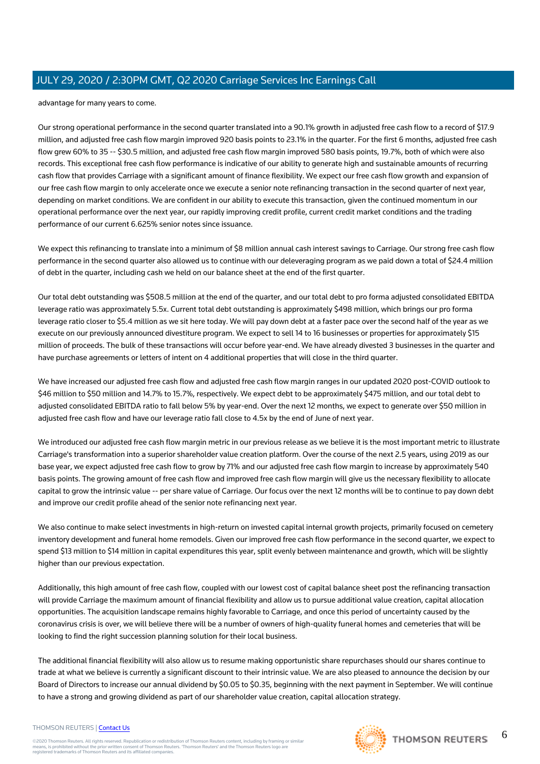advantage for many years to come.

Our strong operational performance in the second quarter translated into a 90.1% growth in adjusted free cash flow to a record of $17.9 million, and adjusted free cash flow margin improved 920 basis points to 23.1% in the quarter. For the first 6 months, adjusted free cash flow grew 60% to 35 -- $30.5 million, and adjusted free cash flow margin improved 580 basis points, 19.7%, both of which were also records. This exceptional free cash flow performance is indicative of our ability to generate high and sustainable amounts of recurring cash flow that provides Carriage with a significant amount of finance flexibility. We expect our free cash flow growth and expansion of our free cash flow margin to only accelerate once we execute a senior note refinancing transaction in the second quarter of next year, depending on market conditions. We are confident in our ability to execute this transaction, given the continued momentum in our operational performance over the next year, our rapidly improving credit profile, current credit market conditions and the trading performance of our current 6.625% senior notes since issuance.

We expect this refinancing to translate into a minimum of $8 million annual cash interest savings to Carriage. Our strong free cash flow performance in the second quarter also allowed us to continue with our deleveraging program as we paid down a total of $24.4 million of debt in the quarter, including cash we held on our balance sheet at the end of the first quarter.

Our total debt outstanding was $508.5 million at the end of the quarter, and our total debt to pro forma adjusted consolidated EBITDA leverage ratio was approximately 5.5x. Current total debt outstanding is approximately $498 million, which brings our pro forma leverage ratio closer to $5.4 million as we sit here today. We will pay down debt at a faster pace over the second half of the year as we execute on our previously announced divestiture program. We expect to sell 14 to 16 businesses or properties for approximately $15 million of proceeds. The bulk of these transactions will occur before year-end. We have already divested 3 businesses in the quarter and have purchase agreements or letters of intent on 4 additional properties that will close in the third quarter.

We have increased our adjusted free cash flow and adjusted free cash flow margin ranges in our updated 2020 post-COVID outlook to $46 million to $50 million and 14.7% to 15.7%, respectively. We expect debt to be approximately $475 million, and our total debt to adjusted consolidated EBITDA ratio to fall below 5% by year-end. Over the next 12 months, we expect to generate over $50 million in adjusted free cash flow and have our leverage ratio fall close to 4.5x by the end of June of next year.

We introduced our adjusted free cash flow margin metric in our previous release as we believe it is the most important metric to illustrate Carriage's transformation into a superior shareholder value creation platform. Over the course of the next 2.5 years, using 2019 as our base year, we expect adjusted free cash flow to grow by 71% and our adjusted free cash flow margin to increase by approximately 540 basis points. The growing amount of free cash flow and improved free cash flow margin will give us the necessary flexibility to allocate capital to grow the intrinsic value -- per share value of Carriage. Our focus over the next 12 months will be to continue to pay down debt and improve our credit profile ahead of the senior note refinancing next year.

We also continue to make select investments in high-return on invested capital internal growth projects, primarily focused on cemetery inventory development and funeral home remodels. Given our improved free cash flow performance in the second quarter, we expect to spend $13 million to $14 million in capital expenditures this year, split evenly between maintenance and growth, which will be slightly higher than our previous expectation.

Additionally, this high amount of free cash flow, coupled with our lowest cost of capital balance sheet post the refinancing transaction will provide Carriage the maximum amount of financial flexibility and allow us to pursue additional value creation, capital allocation opportunities. The acquisition landscape remains highly favorable to Carriage, and once this period of uncertainty caused by the coronavirus crisis is over, we will believe there will be a number of owners of high-quality funeral homes and cemeteries that will be looking to find the right succession planning solution for their local business.

The additional financial flexibility will also allow us to resume making opportunistic share repurchases should our shares continue to trade at what we believe is currently a significant discount to their intrinsic value. We are also pleased to announce the decision by our Board of Directors to increase our annual dividend by $0.05 to $0.35, beginning with the next payment in September. We will continue to have a strong and growing dividend as part of our shareholder value creation, capital allocation strategy.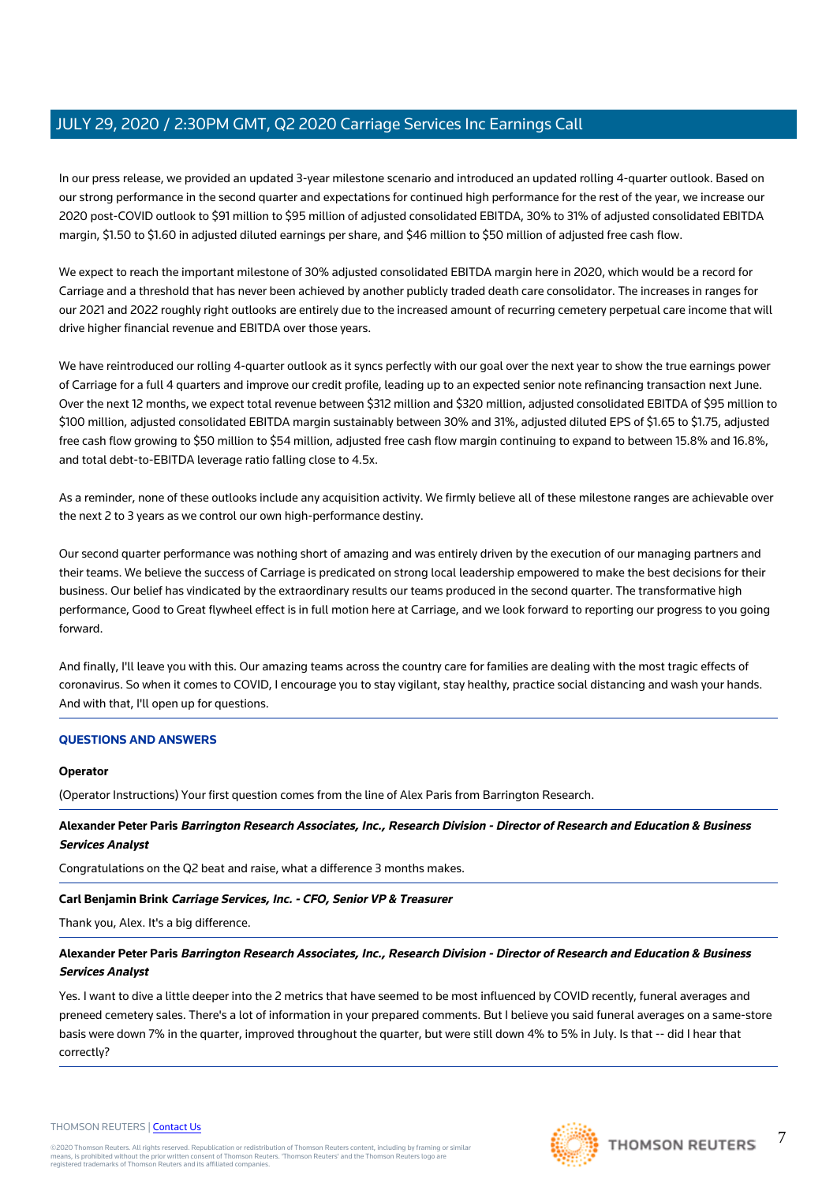In our press release, we provided an updated 3-year milestone scenario and introduced an updated rolling 4-quarter outlook. Based on our strong performance in the second quarter and expectations for continued high performance for the rest of the year, we increase our 2020 post-COVID outlook to $91 million to $95 million of adjusted consolidated EBITDA, 30% to 31% of adjusted consolidated EBITDA margin, $1.50 to $1.60 in adjusted diluted earnings per share, and $46 million to $50 million of adjusted free cash flow.

We expect to reach the important milestone of 30% adjusted consolidated EBITDA margin here in 2020, which would be a record for Carriage and a threshold that has never been achieved by another publicly traded death care consolidator. The increases in ranges for our 2021 and 2022 roughly right outlooks are entirely due to the increased amount of recurring cemetery perpetual care income that will drive higher financial revenue and EBITDA over those years.

We have reintroduced our rolling 4-quarter outlook as it syncs perfectly with our goal over the next year to show the true earnings power of Carriage for a full 4 quarters and improve our credit profile, leading up to an expected senior note refinancing transaction next June. Over the next 12 months, we expect total revenue between $312 million and $320 million, adjusted consolidated EBITDA of $95 million to $100 million, adjusted consolidated EBITDA margin sustainably between 30% and 31%, adjusted diluted EPS of $1.65 to $1.75, adjusted free cash flow growing to $50 million to $54 million, adjusted free cash flow margin continuing to expand to between 15.8% and 16.8%, and total debt-to-EBITDA leverage ratio falling close to 4.5x.

As a reminder, none of these outlooks include any acquisition activity. We firmly believe all of these milestone ranges are achievable over the next 2 to 3 years as we control our own high-performance destiny.

Our second quarter performance was nothing short of amazing and was entirely driven by the execution of our managing partners and their teams. We believe the success of Carriage is predicated on strong local leadership empowered to make the best decisions for their business. Our belief has vindicated by the extraordinary results our teams produced in the second quarter. The transformative high performance, Good to Great flywheel effect is in full motion here at Carriage, and we look forward to reporting our progress to you going forward.

And finally, I'll leave you with this. Our amazing teams across the country care for families are dealing with the most tragic effects of coronavirus. So when it comes to COVID, I encourage you to stay vigilant, stay healthy, practice social distancing and wash your hands. And with that, I'll open up for questions.

## QUESTIONS AND ANSWERS

**Operator**

(Operator Instructions) Your first question comes from the line of Alex Paris from Barrington Research.

**Alexander Peter Paris** ***Barrington Research Associates, Inc., Research Division - Director of Research and Education & Business Services Analyst***

Congratulations on the Q2 beat and raise, what a difference 3 months makes.

**Carl Benjamin Brink** ***Carriage Services, Inc. - CFO, Senior VP & Treasurer***

Thank you, Alex. It's a big difference.

**Alexander Peter Paris** ***Barrington Research Associates, Inc., Research Division - Director of Research and Education & Business Services Analyst***

Yes. I want to dive a little deeper into the 2 metrics that have seemed to be most influenced by COVID recently, funeral averages and preneed cemetery sales. There's a lot of information in your prepared comments. But I believe you said funeral averages on a same-store basis were down 7% in the quarter, improved throughout the quarter, but were still down 4% to 5% in July. Is that -- did I hear that correctly?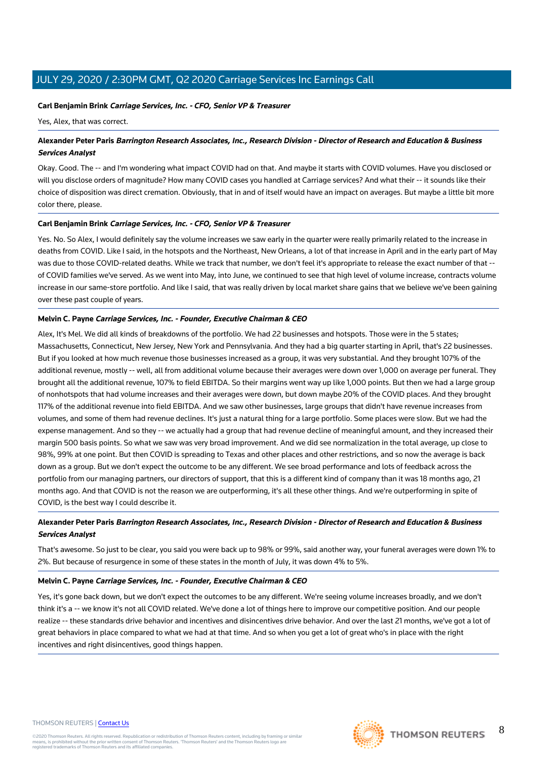**Carl Benjamin Brink** ***Carriage Services, Inc. - CFO, Senior VP & Treasurer***

Yes, Alex, that was correct.

---

**Alexander Peter Paris** ***Barrington Research Associates, Inc., Research Division - Director of Research and Education & Business Services Analyst***

Okay. Good. The -- and I'm wondering what impact COVID had on that. And maybe it starts with COVID volumes. Have you disclosed or will you disclose orders of magnitude? How many COVID cases you handled at Carriage services? And what their -- it sounds like their choice of disposition was direct cremation. Obviously, that in and of itself would have an impact on averages. But maybe a little bit more color there, please.

---

**Carl Benjamin Brink** ***Carriage Services, Inc. - CFO, Senior VP & Treasurer***

Yes. No. So Alex, I would definitely say the volume increases we saw early in the quarter were really primarily related to the increase in deaths from COVID. Like I said, in the hotspots and the Northeast, New Orleans, a lot of that increase in April and in the early part of May was due to those COVID-related deaths. While we track that number, we don't feel it's appropriate to release the exact number of that -- of COVID families we've served. As we went into May, into June, we continued to see that high level of volume increase, contracts volume increase in our same-store portfolio. And like I said, that was really driven by local market share gains that we believe we've been gaining over these past couple of years.

---

**Melvin C. Payne** ***Carriage Services, Inc. - Founder, Executive Chairman & CEO***

Alex, It's Mel. We did all kinds of breakdowns of the portfolio. We had 22 businesses and hotspots. Those were in the 5 states; Massachusetts, Connecticut, New Jersey, New York and Pennsylvania. And they had a big quarter starting in April, that's 22 businesses. But if you looked at how much revenue those businesses increased as a group, it was very substantial. And they brought 107% of the additional revenue, mostly -- well, all from additional volume because their averages were down over 1,000 on average per funeral. They brought all the additional revenue, 107% to field EBITDA. So their margins went way up like 1,000 points. But then we had a large group of nonhotspots that had volume increases and their averages were down, but down maybe 20% of the COVID places. And they brought 117% of the additional revenue into field EBITDA. And we saw other businesses, large groups that didn't have revenue increases from volumes, and some of them had revenue declines. It's just a natural thing for a large portfolio. Some places were slow. But we had the expense management. And so they -- we actually had a group that had revenue decline of meaningful amount, and they increased their margin 500 basis points. So what we saw was very broad improvement. And we did see normalization in the total average, up close to 98%, 99% at one point. But then COVID is spreading to Texas and other places and other restrictions, and so now the average is back down as a group. But we don't expect the outcome to be any different. We see broad performance and lots of feedback across the portfolio from our managing partners, our directors of support, that this is a different kind of company than it was 18 months ago, 21 months ago. And that COVID is not the reason we are outperforming, it's all these other things. And we're outperforming in spite of COVID, is the best way I could describe it.

---

**Alexander Peter Paris** ***Barrington Research Associates, Inc., Research Division - Director of Research and Education & Business Services Analyst***

That's awesome. So just to be clear, you said you were back up to 98% or 99%, said another way, your funeral averages were down 1% to 2%. But because of resurgence in some of these states in the month of July, it was down 4% to 5%.

---

**Melvin C. Payne** ***Carriage Services, Inc. - Founder, Executive Chairman & CEO***

Yes, it's gone back down, but we don't expect the outcomes to be any different. We're seeing volume increases broadly, and we don't think it's a -- we know it's not all COVID related. We've done a lot of things here to improve our competitive position. And our people realize -- these standards drive behavior and incentives and disincentives drive behavior. And over the last 21 months, we've got a lot of great behaviors in place compared to what we had at that time. And so when you get a lot of great who's in place with the right incentives and right disincentives, good things happen.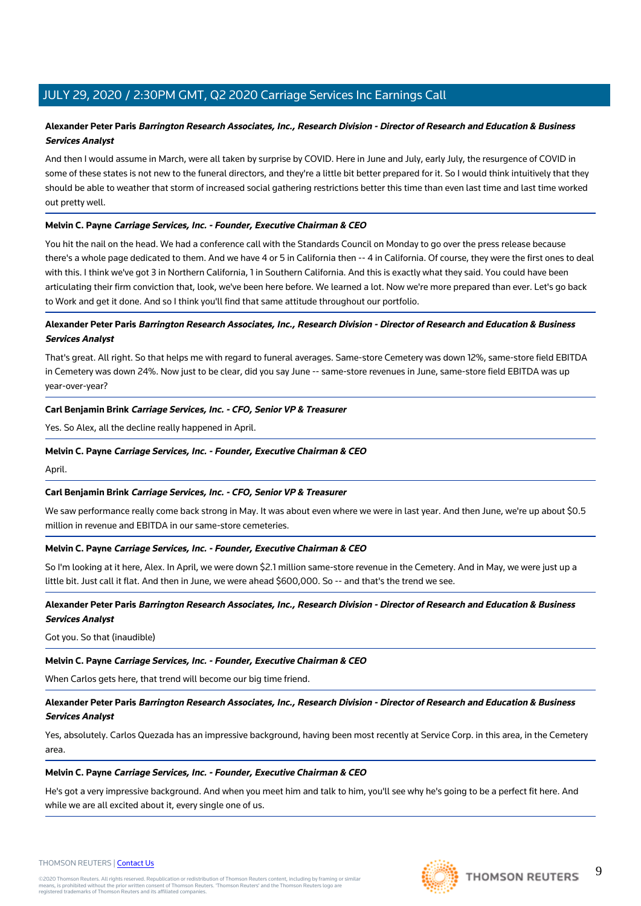**Alexander Peter Paris** ***Barrington Research Associates, Inc., Research Division - Director of Research and Education & Business Services Analyst***

And then I would assume in March, were all taken by surprise by COVID. Here in June and July, early July, the resurgence of COVID in some of these states is not new to the funeral directors, and they're a little bit better prepared for it. So I would think intuitively that they should be able to weather that storm of increased social gathering restrictions better this time than even last time and last time worked out pretty well.

**Melvin C. Payne** ***Carriage Services, Inc. - Founder, Executive Chairman & CEO***

You hit the nail on the head. We had a conference call with the Standards Council on Monday to go over the press release because there's a whole page dedicated to them. And we have 4 or 5 in California then -- 4 in California. Of course, they were the first ones to deal with this. I think we've got 3 in Northern California, 1 in Southern California. And this is exactly what they said. You could have been articulating their firm conviction that, look, we've been here before. We learned a lot. Now we're more prepared than ever. Let's go back to Work and get it done. And so I think you'll find that same attitude throughout our portfolio.

**Alexander Peter Paris** ***Barrington Research Associates, Inc., Research Division - Director of Research and Education & Business Services Analyst***

That's great. All right. So that helps me with regard to funeral averages. Same-store Cemetery was down 12%, same-store field EBITDA in Cemetery was down 24%. Now just to be clear, did you say June -- same-store revenues in June, same-store field EBITDA was up year-over-year?

**Carl Benjamin Brink** ***Carriage Services, Inc. - CFO, Senior VP & Treasurer***

Yes. So Alex, all the decline really happened in April.

**Melvin C. Payne** ***Carriage Services, Inc. - Founder, Executive Chairman & CEO***

April.

**Carl Benjamin Brink** ***Carriage Services, Inc. - CFO, Senior VP & Treasurer***

We saw performance really come back strong in May. It was about even where we were in last year. And then June, we're up about $0.5 million in revenue and EBITDA in our same-store cemeteries.

**Melvin C. Payne** ***Carriage Services, Inc. - Founder, Executive Chairman & CEO***

So I'm looking at it here, Alex. In April, we were down $2.1 million same-store revenue in the Cemetery. And in May, we were just up a little bit. Just call it flat. And then in June, we were ahead $600,000. So -- and that's the trend we see.

**Alexander Peter Paris** ***Barrington Research Associates, Inc., Research Division - Director of Research and Education & Business Services Analyst***

Got you. So that (inaudible)

**Melvin C. Payne** ***Carriage Services, Inc. - Founder, Executive Chairman & CEO***

When Carlos gets here, that trend will become our big time friend.

**Alexander Peter Paris** ***Barrington Research Associates, Inc., Research Division - Director of Research and Education & Business Services Analyst***

Yes, absolutely. Carlos Quezada has an impressive background, having been most recently at Service Corp. in this area, in the Cemetery area.

**Melvin C. Payne** ***Carriage Services, Inc. - Founder, Executive Chairman & CEO***

He's got a very impressive background. And when you meet him and talk to him, you'll see why he's going to be a perfect fit here. And while we are all excited about it, every single one of us.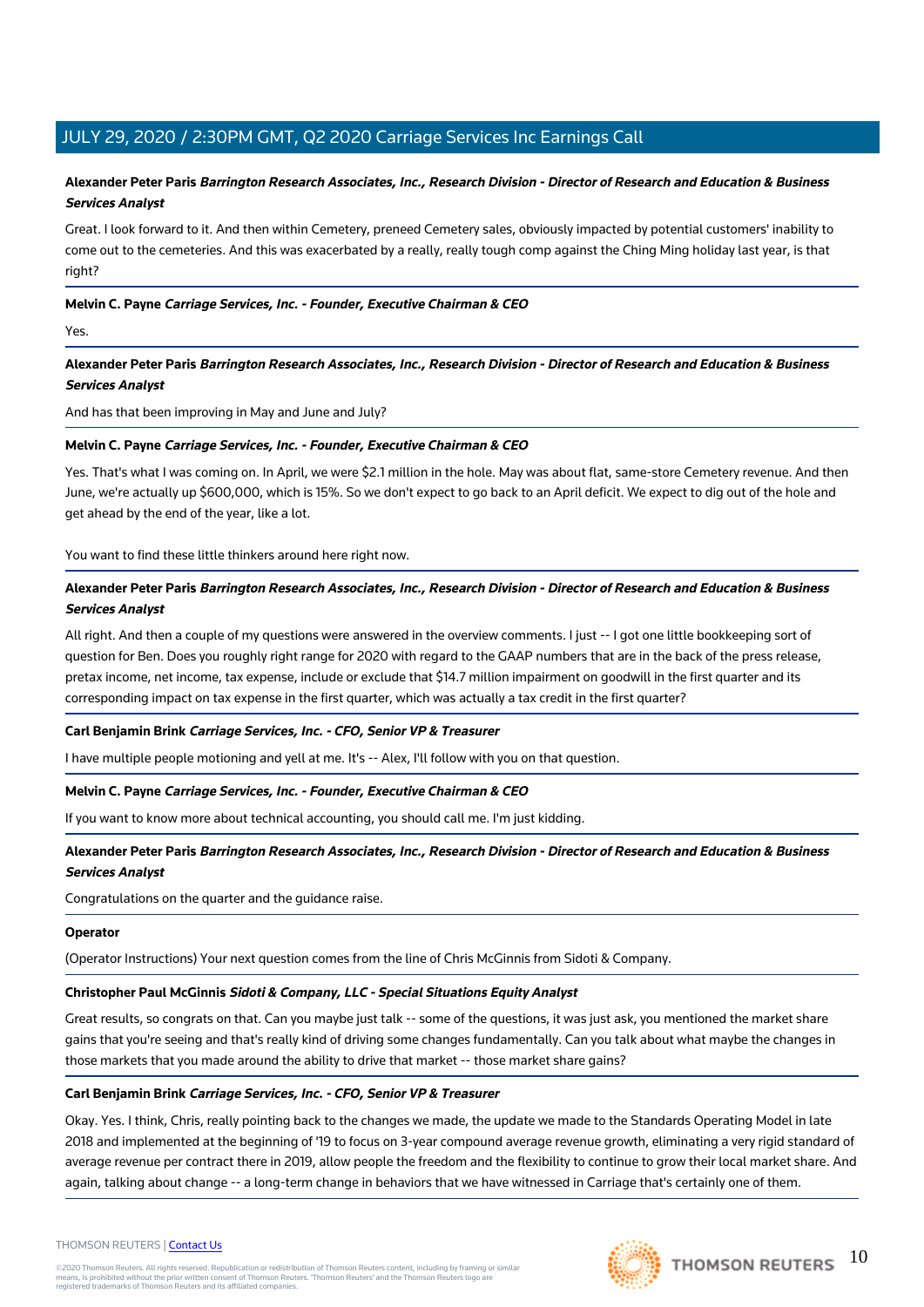**Alexander Peter Paris** ***Barrington Research Associates, Inc., Research Division - Director of Research and Education & Business Services Analyst***

Great. I look forward to it. And then within Cemetery, preneed Cemetery sales, obviously impacted by potential customers' inability to come out to the cemeteries. And this was exacerbated by a really, really tough comp against the Ching Ming holiday last year, is that right?

**Melvin C. Payne** ***Carriage Services, Inc. - Founder, Executive Chairman & CEO***

Yes.

**Alexander Peter Paris** ***Barrington Research Associates, Inc., Research Division - Director of Research and Education & Business Services Analyst***

And has that been improving in May and June and July?

**Melvin C. Payne** ***Carriage Services, Inc. - Founder, Executive Chairman & CEO***

Yes. That's what I was coming on. In April, we were $2.1 million in the hole. May was about flat, same-store Cemetery revenue. And then June, we're actually up $600,000, which is 15%. So we don't expect to go back to an April deficit. We expect to dig out of the hole and get ahead by the end of the year, like a lot.

You want to find these little thinkers around here right now.

**Alexander Peter Paris** ***Barrington Research Associates, Inc., Research Division - Director of Research and Education & Business Services Analyst***

All right. And then a couple of my questions were answered in the overview comments. I just -- I got one little bookkeeping sort of question for Ben. Does you roughly right range for 2020 with regard to the GAAP numbers that are in the back of the press release, pretax income, net income, tax expense, include or exclude that $14.7 million impairment on goodwill in the first quarter and its corresponding impact on tax expense in the first quarter, which was actually a tax credit in the first quarter?

**Carl Benjamin Brink** ***Carriage Services, Inc. - CFO, Senior VP & Treasurer***

I have multiple people motioning and yell at me. It's -- Alex, I'll follow with you on that question.

**Melvin C. Payne** ***Carriage Services, Inc. - Founder, Executive Chairman & CEO***

If you want to know more about technical accounting, you should call me. I'm just kidding.

**Alexander Peter Paris** ***Barrington Research Associates, Inc., Research Division - Director of Research and Education & Business Services Analyst***

Congratulations on the quarter and the guidance raise.

**Operator**

(Operator Instructions) Your next question comes from the line of Chris McGinnis from Sidoti & Company.

**Christopher Paul McGinnis** ***Sidoti & Company, LLC - Special Situations Equity Analyst***

Great results, so congrats on that. Can you maybe just talk -- some of the questions, it was just ask, you mentioned the market share gains that you're seeing and that's really kind of driving some changes fundamentally. Can you talk about what maybe the changes in those markets that you made around the ability to drive that market -- those market share gains?

**Carl Benjamin Brink** ***Carriage Services, Inc. - CFO, Senior VP & Treasurer***

Okay. Yes. I think, Chris, really pointing back to the changes we made, the update we made to the Standards Operating Model in late 2018 and implemented at the beginning of '19 to focus on 3-year compound average revenue growth, eliminating a very rigid standard of average revenue per contract there in 2019, allow people the freedom and the flexibility to continue to grow their local market share. And again, talking about change -- a long-term change in behaviors that we have witnessed in Carriage that's certainly one of them.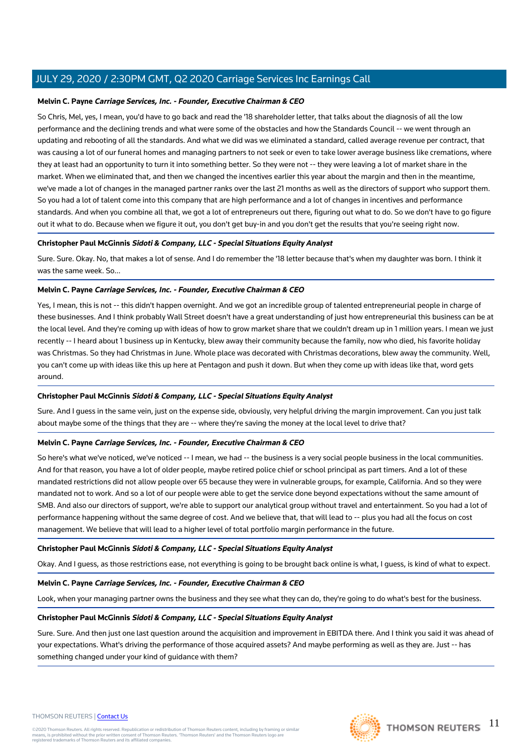**Melvin C. Payne** ***Carriage Services, Inc. - Founder, Executive Chairman & CEO***

So Chris, Mel, yes, I mean, you'd have to go back and read the '18 shareholder letter, that talks about the diagnosis of all the low performance and the declining trends and what were some of the obstacles and how the Standards Council -- we went through an updating and rebooting of all the standards. And what we did was we eliminated a standard, called average revenue per contract, that was causing a lot of our funeral homes and managing partners to not seek or even to take lower average business like cremations, where they at least had an opportunity to turn it into something better. So they were not -- they were leaving a lot of market share in the market. When we eliminated that, and then we changed the incentives earlier this year about the margin and then in the meantime, we've made a lot of changes in the managed partner ranks over the last 21 months as well as the directors of support who support them. So you had a lot of talent come into this company that are high performance and a lot of changes in incentives and performance standards. And when you combine all that, we got a lot of entrepreneurs out there, figuring out what to do. So we don't have to go figure out it what to do. Because when we figure it out, you don't get buy-in and you don't get the results that you're seeing right now.

**Christopher Paul McGinnis** ***Sidoti & Company, LLC - Special Situations Equity Analyst***

Sure. Sure. Okay. No, that makes a lot of sense. And I do remember the '18 letter because that's when my daughter was born. I think it was the same week. So...

**Melvin C. Payne** ***Carriage Services, Inc. - Founder, Executive Chairman & CEO***

Yes, I mean, this is not -- this didn't happen overnight. And we got an incredible group of talented entrepreneurial people in charge of these businesses. And I think probably Wall Street doesn't have a great understanding of just how entrepreneurial this business can be at the local level. And they're coming up with ideas of how to grow market share that we couldn't dream up in 1 million years. I mean we just recently -- I heard about 1 business up in Kentucky, blew away their community because the family, now who died, his favorite holiday was Christmas. So they had Christmas in June. Whole place was decorated with Christmas decorations, blew away the community. Well, you can't come up with ideas like this up here at Pentagon and push it down. But when they come up with ideas like that, word gets around.

**Christopher Paul McGinnis** ***Sidoti & Company, LLC - Special Situations Equity Analyst***

Sure. And I guess in the same vein, just on the expense side, obviously, very helpful driving the margin improvement. Can you just talk about maybe some of the things that they are -- where they're saving the money at the local level to drive that?

**Melvin C. Payne** ***Carriage Services, Inc. - Founder, Executive Chairman & CEO***

So here's what we've noticed, we've noticed -- I mean, we had -- the business is a very social people business in the local communities. And for that reason, you have a lot of older people, maybe retired police chief or school principal as part timers. And a lot of these mandated restrictions did not allow people over 65 because they were in vulnerable groups, for example, California. And so they were mandated not to work. And so a lot of our people were able to get the service done beyond expectations without the same amount of SMB. And also our directors of support, we're able to support our analytical group without travel and entertainment. So you had a lot of performance happening without the same degree of cost. And we believe that, that will lead to -- plus you had all the focus on cost management. We believe that will lead to a higher level of total portfolio margin performance in the future.

**Christopher Paul McGinnis** ***Sidoti & Company, LLC - Special Situations Equity Analyst***

Okay. And I guess, as those restrictions ease, not everything is going to be brought back online is what, I guess, is kind of what to expect.

**Melvin C. Payne** ***Carriage Services, Inc. - Founder, Executive Chairman & CEO***

Look, when your managing partner owns the business and they see what they can do, they're going to do what's best for the business.

**Christopher Paul McGinnis** ***Sidoti & Company, LLC - Special Situations Equity Analyst***

Sure. Sure. And then just one last question around the acquisition and improvement in EBITDA there. And I think you said it was ahead of your expectations. What's driving the performance of those acquired assets? And maybe performing as well as they are. Just -- has something changed under your kind of guidance with them?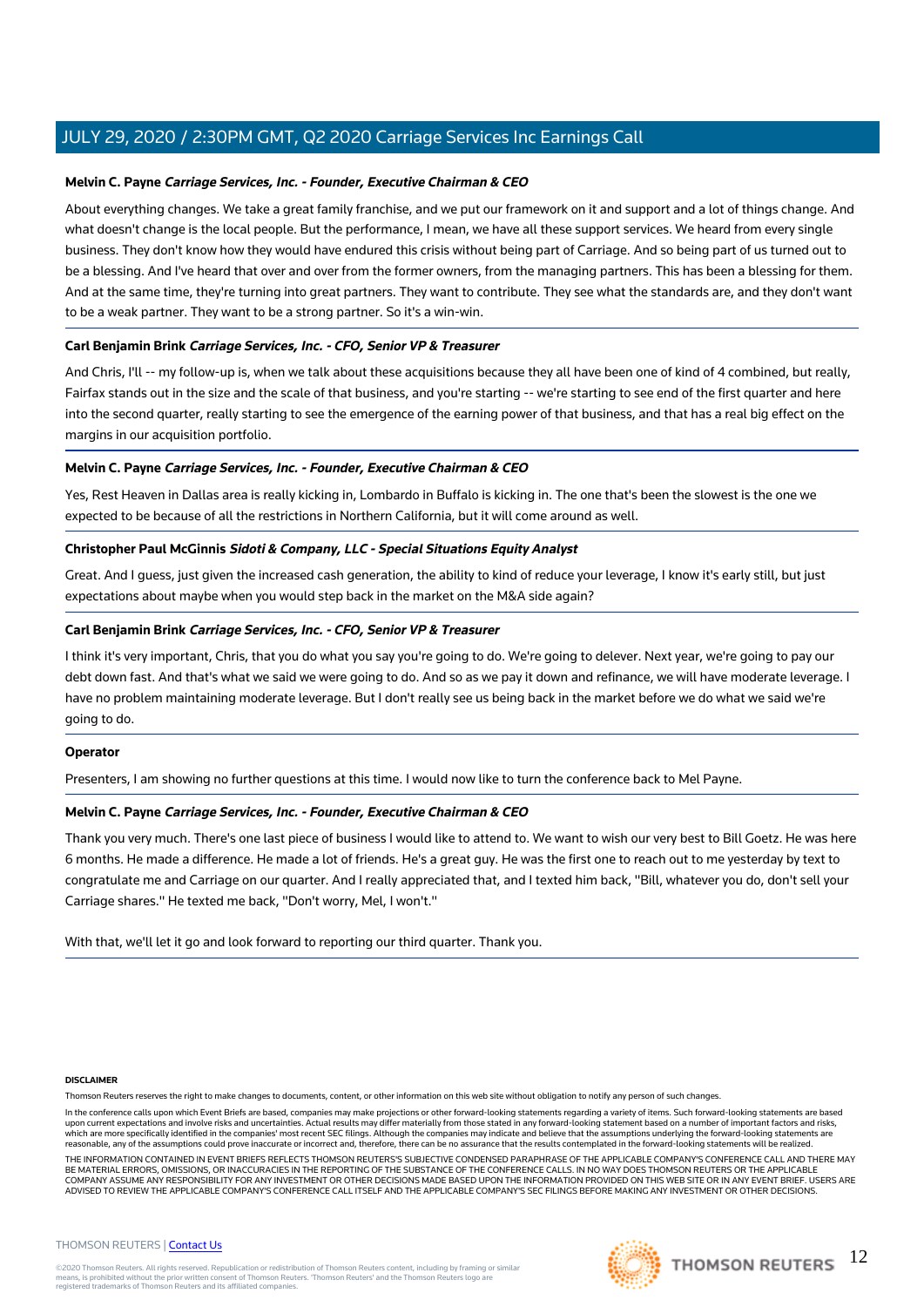**Melvin C. Payne** ***Carriage Services, Inc. - Founder, Executive Chairman & CEO***

About everything changes. We take a great family franchise, and we put our framework on it and support and a lot of things change. And what doesn't change is the local people. But the performance, I mean, we have all these support services. We heard from every single business. They don't know how they would have endured this crisis without being part of Carriage. And so being part of us turned out to be a blessing. And I've heard that over and over from the former owners, from the managing partners. This has been a blessing for them. And at the same time, they're turning into great partners. They want to contribute. They see what the standards are, and they don't want to be a weak partner. They want to be a strong partner. So it's a win-win.

**Carl Benjamin Brink** ***Carriage Services, Inc. - CFO, Senior VP & Treasurer***

And Chris, I'll -- my follow-up is, when we talk about these acquisitions because they all have been one of kind of 4 combined, but really, Fairfax stands out in the size and the scale of that business, and you're starting -- we're starting to see end of the first quarter and here into the second quarter, really starting to see the emergence of the earning power of that business, and that has a real big effect on the margins in our acquisition portfolio.

**Melvin C. Payne** ***Carriage Services, Inc. - Founder, Executive Chairman & CEO***

Yes, Rest Heaven in Dallas area is really kicking in, Lombardo in Buffalo is kicking in. The one that's been the slowest is the one we expected to be because of all the restrictions in Northern California, but it will come around as well.

**Christopher Paul McGinnis** ***Sidoti & Company, LLC - Special Situations Equity Analyst***

Great. And I guess, just given the increased cash generation, the ability to kind of reduce your leverage, I know it's early still, but just expectations about maybe when you would step back in the market on the M&A side again?

**Carl Benjamin Brink** ***Carriage Services, Inc. - CFO, Senior VP & Treasurer***

I think it's very important, Chris, that you do what you say you're going to do. We're going to delever. Next year, we're going to pay our debt down fast. And that's what we said we were going to do. And so as we pay it down and refinance, we will have moderate leverage. I have no problem maintaining moderate leverage. But I don't really see us being back in the market before we do what we said we're going to do.

**Operator**

Presenters, I am showing no further questions at this time. I would now like to turn the conference back to Mel Payne.

**Melvin C. Payne** ***Carriage Services, Inc. - Founder, Executive Chairman & CEO***

Thank you very much. There's one last piece of business I would like to attend to. We want to wish our very best to Bill Goetz. He was here 6 months. He made a difference. He made a lot of friends. He's a great guy. He was the first one to reach out to me yesterday by text to congratulate me and Carriage on our quarter. And I really appreciated that, and I texted him back, "Bill, whatever you do, don't sell your Carriage shares." He texted me back, "Don't worry, Mel, I won't."

With that, we'll let it go and look forward to reporting our third quarter. Thank you.

**DISCLAIMER**

Thomson Reuters reserves the right to make changes to documents, content, or other information on this web site without obligation to notify any person of such changes.

In the conference calls upon which Event Briefs are based, companies may make projections or other forward-looking statements regarding a variety of items. Such forward-looking statements are based upon current expectations and involve risks and uncertainties. Actual results may differ materially from those stated in any forward-looking statement based on a number of important factors and risks, which are more specifically identified in the companies' most recent SEC filings. Although the companies may indicate and believe that the assumptions underlying the forward-looking statements are reasonable, any of the assumptions could prove inaccurate or incorrect and, therefore, there can be no assurance that the results contemplated in the forward-looking statements will be realized.

THE INFORMATION CONTAINED IN EVENT BRIEFS REFLECTS THOMSON REUTERS'S SUBJECTIVE CONDENSED PARAPHRASE OF THE APPLICABLE COMPANY'S CONFERENCE CALL AND THERE MAY BE MATERIAL ERRORS, OMISSIONS, OR INACCURACIES IN THE REPORTING OF THE SUBSTANCE OF THE CONFERENCE CALLS. IN NO WAY DOES THOMSON REUTERS OR THE APPLICABLE COMPANY ASSUME ANY RESPONSIBILITY FOR ANY INVESTMENT OR OTHER DECISIONS MADE BASED UPON THE INFORMATION PROVIDED ON THIS WEB SITE OR IN ANY EVENT BRIEF. USERS ARE ADVISED TO REVIEW THE APPLICABLE COMPANY'S CONFERENCE CALL ITSELF AND THE APPLICABLE COMPANY'S SEC FILINGS BEFORE MAKING ANY INVESTMENT OR OTHER DECISIONS.